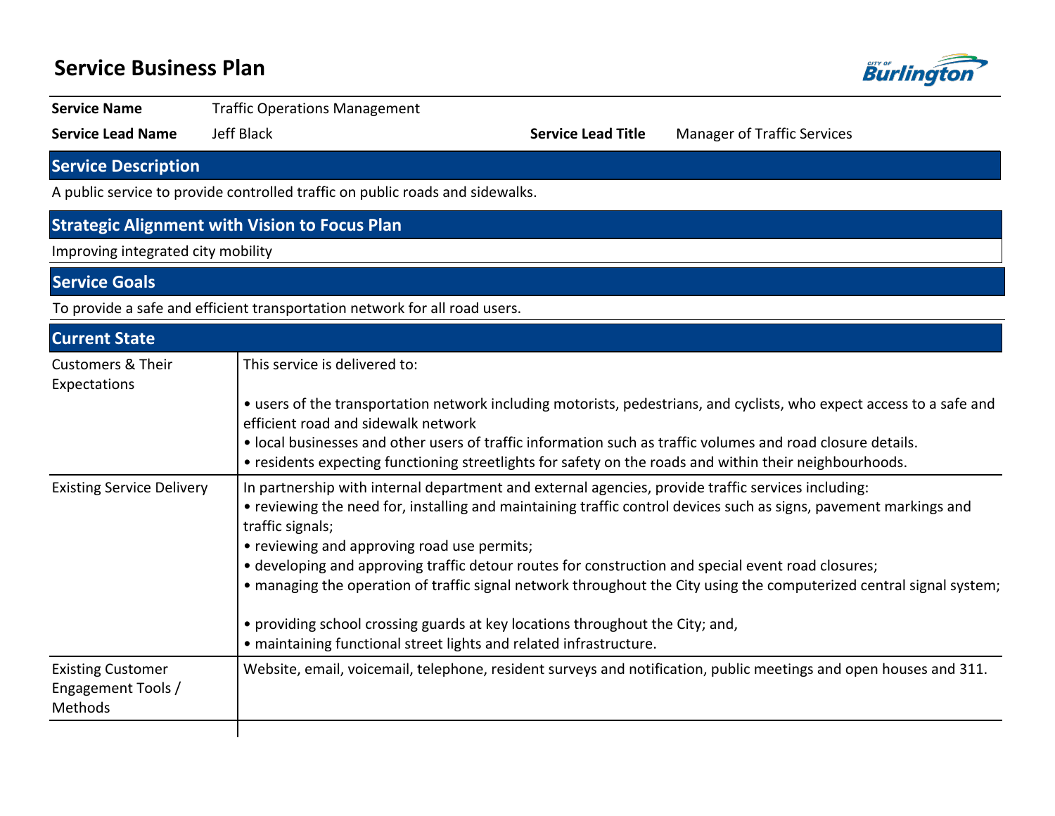# Service Business Plan

| | | | |
|---|---|---|---|
| **Service Name** | Traffic Operations Management | | |
| **Service Lead Name** | Jeff Black | **Service Lead Title** | Manager of Traffic Services |

## Service Description

A public service to provide controlled traffic on public roads and sidewalks.

## Strategic Alignment with Vision to Focus Plan

Improving integrated city mobility

## Service Goals

To provide a safe and efficient transportation network for all road users.

## Current State

| | |
|---|---|
| Customers & Their Expectations | This service is delivered to:<br><br>• users of the transportation network including motorists, pedestrians, and cyclists, who expect access to a safe and efficient road and sidewalk network<br>• local businesses and other users of traffic information such as traffic volumes and road closure details.<br>• residents expecting functioning streetlights for safety on the roads and within their neighbourhoods. |
| Existing Service Delivery | In partnership with internal department and external agencies, provide traffic services including:<br>• reviewing the need for, installing and maintaining traffic control devices such as signs, pavement markings and traffic signals;<br>• reviewing and approving road use permits;<br>• developing and approving traffic detour routes for construction and special event road closures;<br>• managing the operation of traffic signal network throughout the City using the computerized central signal system;<br><br>• providing school crossing guards at key locations throughout the City; and,<br>• maintaining functional street lights and related infrastructure. |
| Existing Customer Engagement Tools / Methods | Website, email, voicemail, telephone, resident surveys and notification, public meetings and open houses and 311. |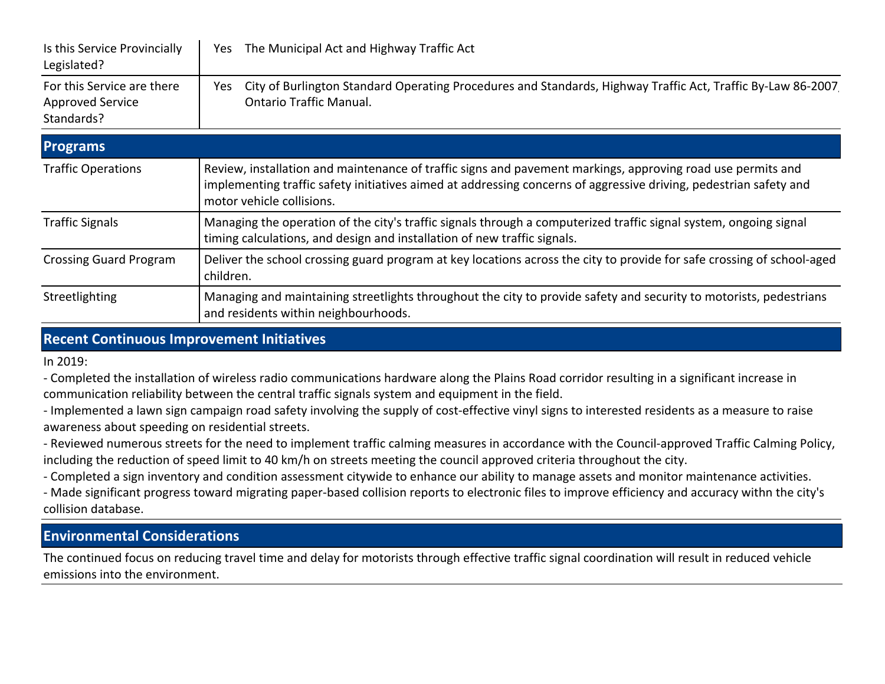| | | |
|---|---|---|
| Is this Service Provincially Legislated? | Yes | The Municipal Act and Highway Traffic Act |
| For this Service are there Approved Service Standards? | Yes | City of Burlington Standard Operating Procedures and Standards, Highway Traffic Act, Traffic By-Law 86-2007, Ontario Traffic Manual. |

## Programs

| | |
|---|---|
| Traffic Operations | Review, installation and maintenance of traffic signs and pavement markings, approving road use permits and implementing traffic safety initiatives aimed at addressing concerns of aggressive driving, pedestrian safety and motor vehicle collisions. |
| Traffic Signals | Managing the operation of the city's traffic signals through a computerized traffic signal system, ongoing signal timing calculations, and design and installation of new traffic signals. |
| Crossing Guard Program | Deliver the school crossing guard program at key locations across the city to provide for safe crossing of school-aged children. |
| Streetlighting | Managing and maintaining streetlights throughout the city to provide safety and security to motorists, pedestrians and residents within neighbourhoods. |

## Recent Continuous Improvement Initiatives

In 2019:

- Completed the installation of wireless radio communications hardware along the Plains Road corridor resulting in a significant increase in communication reliability between the central traffic signals system and equipment in the field.
- Implemented a lawn sign campaign road safety involving the supply of cost-effective vinyl signs to interested residents as a measure to raise awareness about speeding on residential streets.
- Reviewed numerous streets for the need to implement traffic calming measures in accordance with the Council-approved Traffic Calming Policy, including the reduction of speed limit to 40 km/h on streets meeting the council approved criteria throughout the city.
- Completed a sign inventory and condition assessment citywide to enhance our ability to manage assets and monitor maintenance activities.
- Made significant progress toward migrating paper-based collision reports to electronic files to improve efficiency and accuracy withn the city's collision database.

## Environmental Considerations

The continued focus on reducing travel time and delay for motorists through effective traffic signal coordination will result in reduced vehicle emissions into the environment.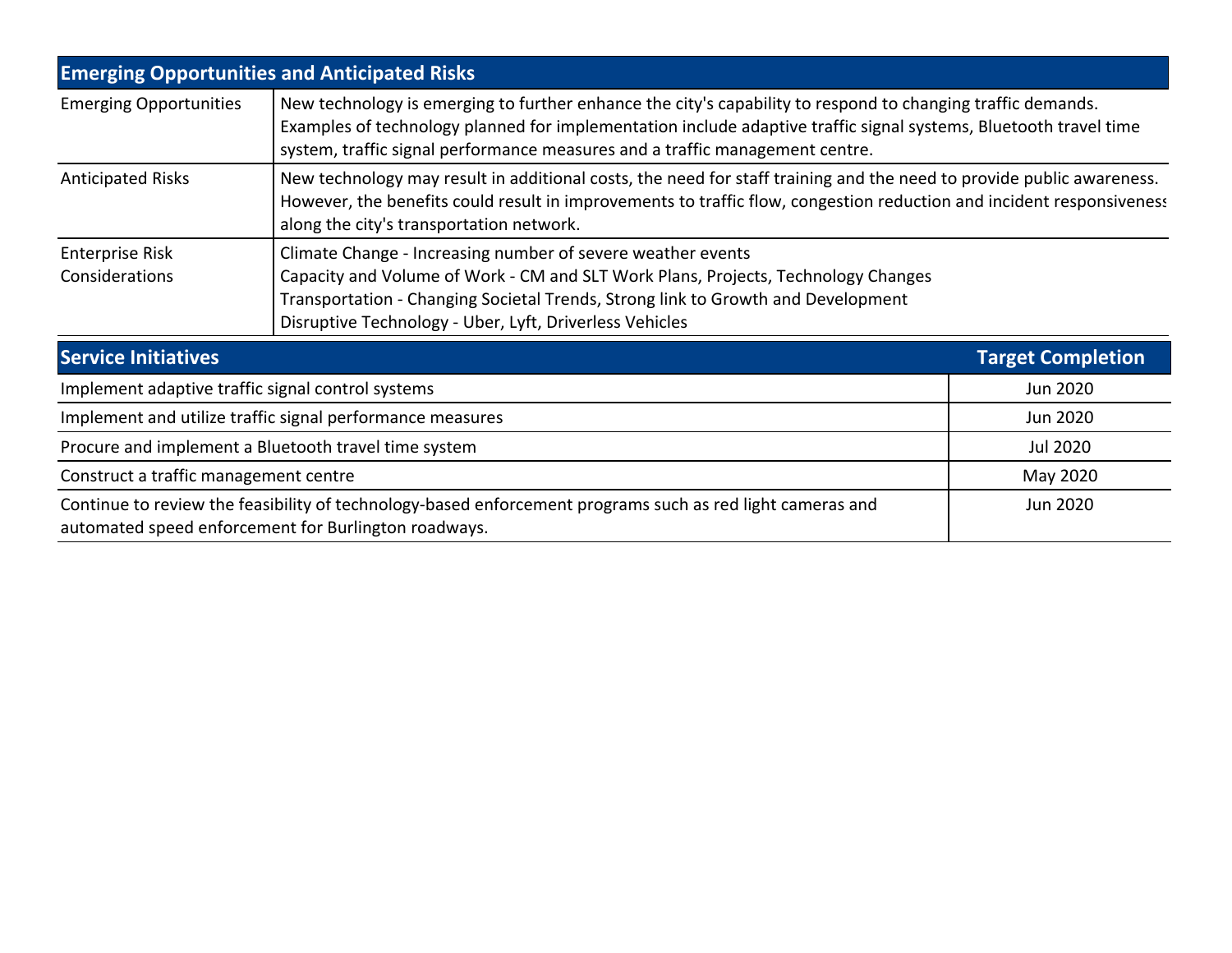| Emerging Opportunities and Anticipated Risks | |
|---|---|
| Emerging Opportunities | New technology is emerging to further enhance the city's capability to respond to changing traffic demands. Examples of technology planned for implementation include adaptive traffic signal systems, Bluetooth travel time system, traffic signal performance measures and a traffic management centre. |
| Anticipated Risks | New technology may result in additional costs, the need for staff training and the need to provide public awareness. However, the benefits could result in improvements to traffic flow, congestion reduction and incident responsiveness along the city's transportation network. |
| Enterprise Risk Considerations | Climate Change - Increasing number of severe weather events<br>Capacity and Volume of Work - CM and SLT Work Plans, Projects, Technology Changes<br>Transportation - Changing Societal Trends, Strong link to Growth and Development<br>Disruptive Technology - Uber, Lyft, Driverless Vehicles |

| Service Initiatives | Target Completion |
|---|---|
| Implement adaptive traffic signal control systems | Jun 2020 |
| Implement and utilize traffic signal performance measures | Jun 2020 |
| Procure and implement a Bluetooth travel time system | Jul 2020 |
| Construct a traffic management centre | May 2020 |
| Continue to review the feasibility of technology-based enforcement programs such as red light cameras and automated speed enforcement for Burlington roadways. | Jun 2020 |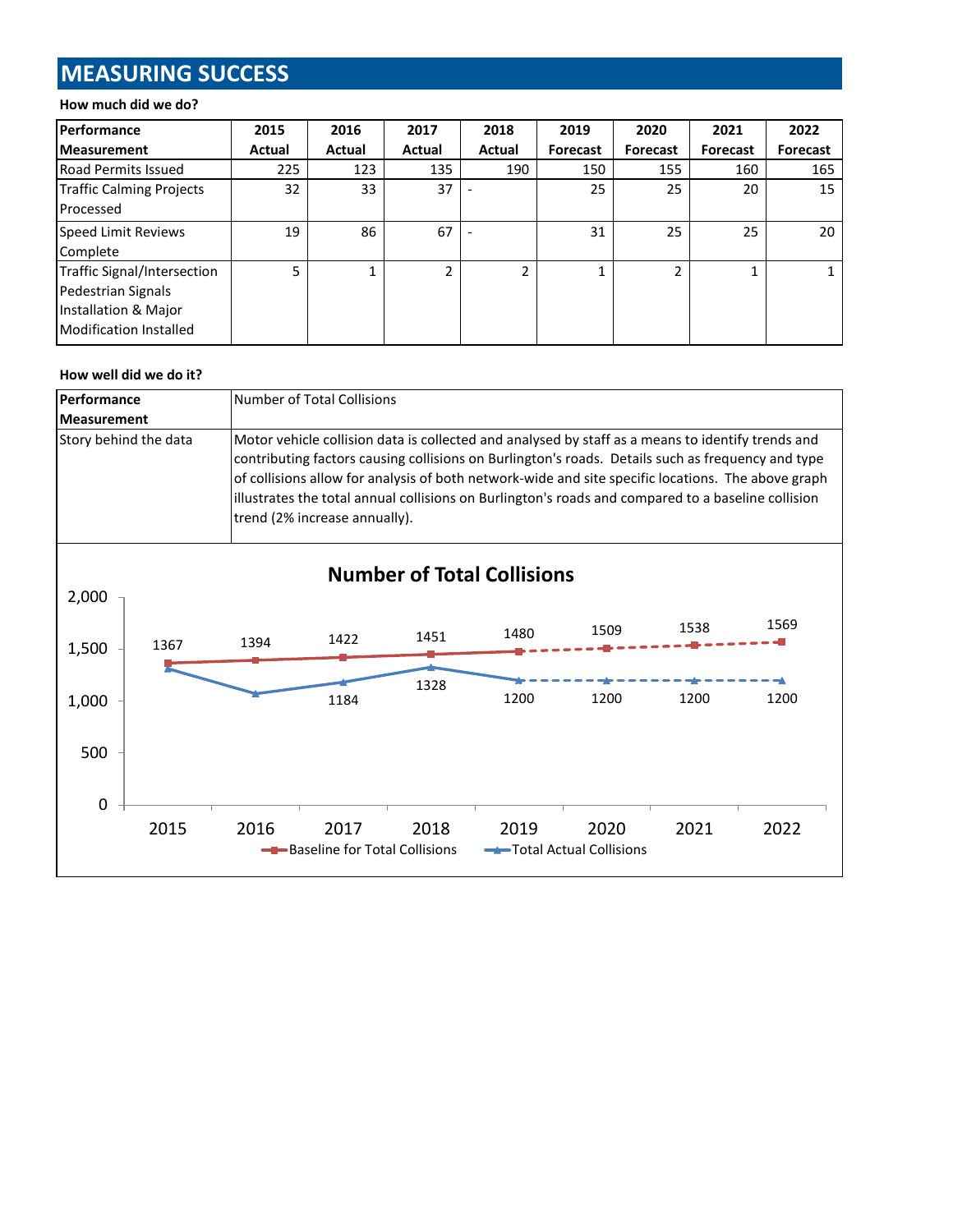# MEASURING SUCCESS

**How much did we do?**

| Performance Measurement | 2015 Actual | 2016 Actual | 2017 Actual | 2018 Actual | 2019 Forecast | 2020 Forecast | 2021 Forecast | 2022 Forecast |
|---|---|---|---|---|---|---|---|---|
| Road Permits Issued | 225 | 123 | 135 | 190 | 150 | 155 | 160 | 165 |
| Traffic Calming Projects Processed | 32 | 33 | 37 | - | 25 | 25 | 20 | 15 |
| Speed Limit Reviews Complete | 19 | 86 | 67 | - | 31 | 25 | 25 | 20 |
| Traffic Signal/Intersection Pedestrian Signals Installation & Major Modification Installed | 5 | 1 | 2 | 2 | 1 | 2 | 1 | 1 |

**How well did we do it?**

| Performance Measurement | Number of Total Collisions |
|---|---|
| Story behind the data | Motor vehicle collision data is collected and analysed by staff as a means to identify trends and contributing factors causing collisions on Burlington's roads. Details such as frequency and type of collisions allow for analysis of both network-wide and site specific locations. The above graph illustrates the total annual collisions on Burlington's roads and compared to a baseline collision trend (2% increase annually). |

**Number of Total Collisions**

| Year | Baseline for Total Collisions | Total Actual Collisions |
|---|---|---|
| 2015 | 1367 | |
| 2016 | 1394 | |
| 2017 | 1422 | 1184 |
| 2018 | 1451 | 1328 |
| 2019 | 1480 | 1200 |
| 2020 | 1509 | 1200 |
| 2021 | 1538 | 1200 |
| 2022 | 1569 | 1200 |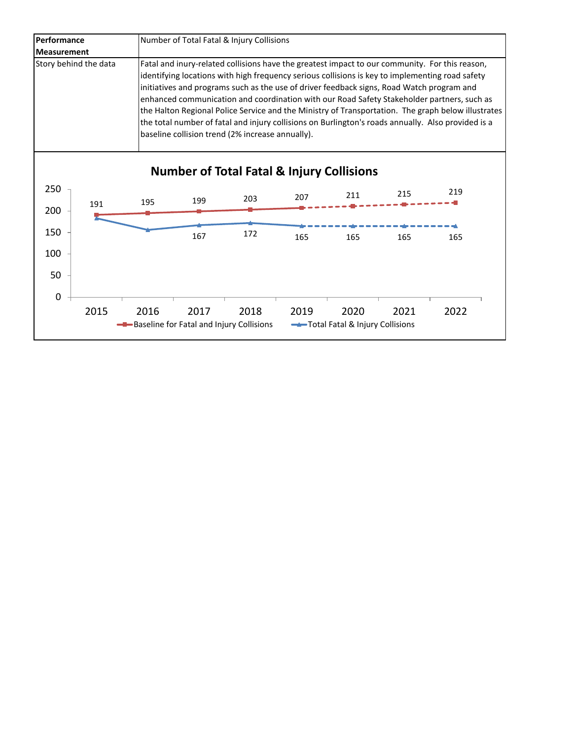| Performance Measurement | Number of Total Fatal & Injury Collisions |
|---|---|
| Story behind the data | Fatal and inury-related collisions have the greatest impact to our community. For this reason, identifying locations with high frequency serious collisions is key to implementing road safety initiatives and programs such as the use of driver feedback signs, Road Watch program and enhanced communication and coordination with our Road Safety Stakeholder partners, such as the Halton Regional Police Service and the Ministry of Transportation. The graph below illustrates the total number of fatal and injury collisions on Burlington's roads annually. Also provided is a baseline collision trend (2% increase annually). |

## Number of Total Fatal & Injury Collisions

| Year | Baseline for Fatal and Injury Collisions | Total Fatal & Injury Collisions |
|---|---|---|
| 2015 | 191 | |
| 2016 | 195 | |
| 2017 | 199 | 167 |
| 2018 | 203 | 172 |
| 2019 | 207 | 165 |
| 2020 | 211 | 165 |
| 2021 | 215 | 165 |
| 2022 | 219 | 165 |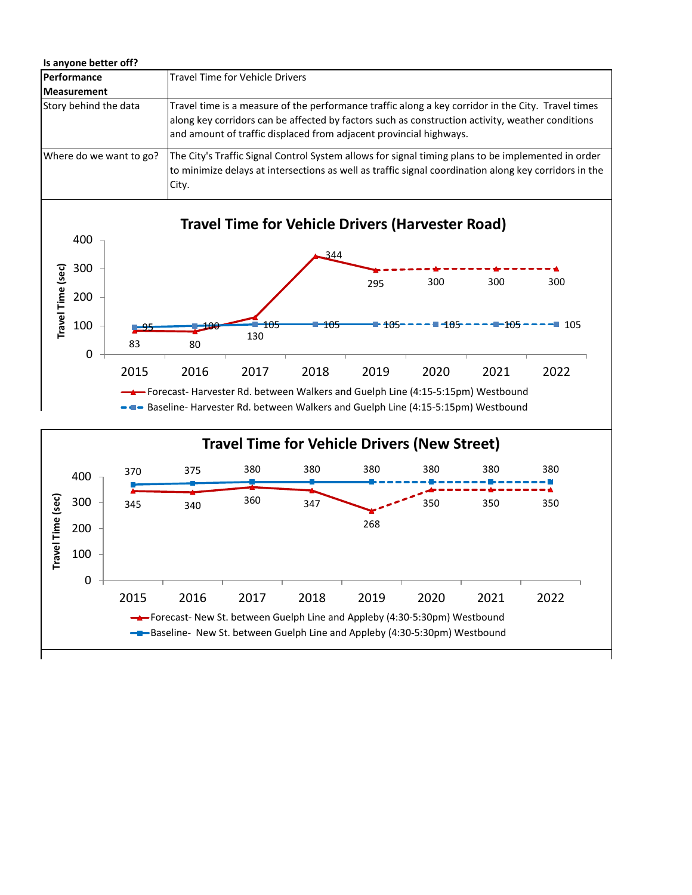**Is anyone better off?**

| Performance Measurement | Travel Time for Vehicle Drivers |
|---|---|
| Story behind the data | Travel time is a measure of the performance traffic along a key corridor in the City. Travel times along key corridors can be affected by factors such as construction activity, weather conditions and amount of traffic displaced from adjacent provincial highways. |
| Where do we want to go? | The City's Traffic Signal Control System allows for signal timing plans to be implemented in order to minimize delays at intersections as well as traffic signal coordination along key corridors in the City. |

## Travel Time for Vehicle Drivers (Harvester Road)

Travel Time (sec)

| Year | Forecast- Harvester Rd. between Walkers and Guelph Line (4:15-5:15pm) Westbound | Baseline- Harvester Rd. between Walkers and Guelph Line (4:15-5:15pm) Westbound |
|---|---|---|
| 2015 | 83 | 95 |
| 2016 | 80 | 100 |
| 2017 | 130 | 105 |
| 2018 | 344 | 105 |
| 2019 | 295 | 105 |
| 2020 | 300 | 105 |
| 2021 | 300 | 105 |
| 2022 | 300 | 105 |

## Travel Time for Vehicle Drivers (New Street)

Travel Time (sec)

| Year | Forecast- New St. between Guelph Line and Appleby (4:30-5:30pm) Westbound | Baseline- New St. between Guelph Line and Appleby (4:30-5:30pm) Westbound |
|---|---|---|
| 2015 | 345 | 370 |
| 2016 | 340 | 375 |
| 2017 | 360 | 380 |
| 2018 | 347 | 380 |
| 2019 | 268 | 380 |
| 2020 | 350 | 380 |
| 2021 | 350 | 380 |
| 2022 | 350 | 380 |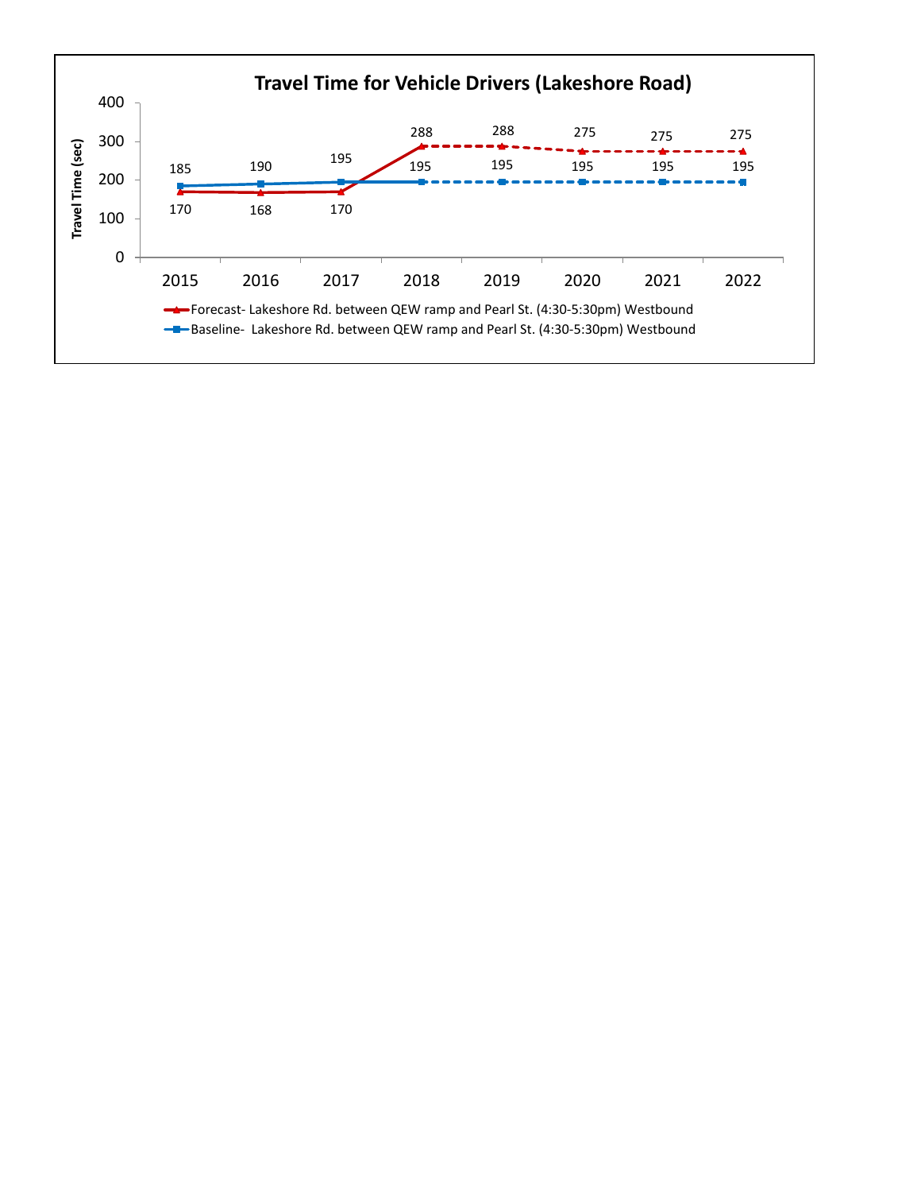**Travel Time for Vehicle Drivers (Lakeshore Road)**

Travel Time (sec)

400
300
200
100
0

2015 2016 2017 2018 2019 2020 2021 2022

185 190 195 195 195 195 195 195

170 168 170 288 288 275 275 275

Forecast- Lakeshore Rd. between QEW ramp and Pearl St. (4:30-5:30pm) Westbound

Baseline- Lakeshore Rd. between QEW ramp and Pearl St. (4:30-5:30pm) Westbound